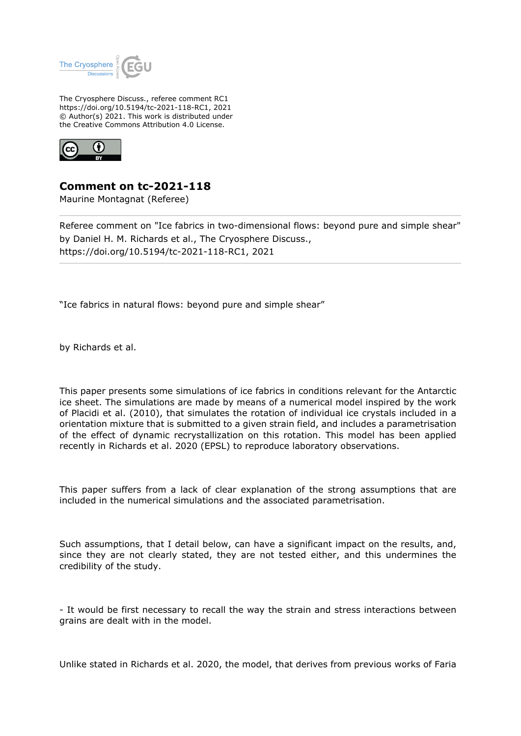The Cryosphere Discuss., referee comment RC1
https://doi.org/10.5194/tc-2021-118-RC1, 2021
© Author(s) 2021. This work is distributed under
the Creative Commons Attribution 4.0 License.

# Comment on tc-2021-118

Maurine Montagnat (Referee)

Referee comment on "Ice fabrics in two-dimensional flows: beyond pure and simple shear" by Daniel H. M. Richards et al., The Cryosphere Discuss., https://doi.org/10.5194/tc-2021-118-RC1, 2021

---

"Ice fabrics in natural flows: beyond pure and simple shear"

by Richards et al.

This paper presents some simulations of ice fabrics in conditions relevant for the Antarctic ice sheet. The simulations are made by means of a numerical model inspired by the work of Placidi et al. (2010), that simulates the rotation of individual ice crystals included in a orientation mixture that is submitted to a given strain field, and includes a parametrisation of the effect of dynamic recrystallization on this rotation. This model has been applied recently in Richards et al. 2020 (EPSL) to reproduce laboratory observations.

This paper suffers from a lack of clear explanation of the strong assumptions that are included in the numerical simulations and the associated parametrisation.

Such assumptions, that I detail below, can have a significant impact on the results, and, since they are not clearly stated, they are not tested either, and this undermines the credibility of the study.

- It would be first necessary to recall the way the strain and stress interactions between grains are dealt with in the model.

Unlike stated in Richards et al. 2020, the model, that derives from previous works of Faria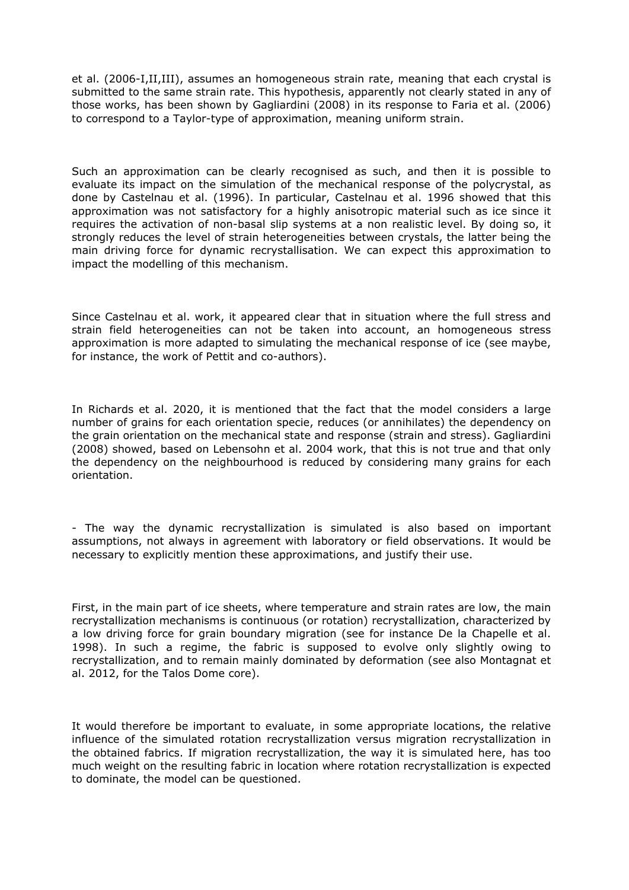et al. (2006-I,II,III), assumes an homogeneous strain rate, meaning that each crystal is submitted to the same strain rate. This hypothesis, apparently not clearly stated in any of those works, has been shown by Gagliardini (2008) in its response to Faria et al. (2006) to correspond to a Taylor-type of approximation, meaning uniform strain.

Such an approximation can be clearly recognised as such, and then it is possible to evaluate its impact on the simulation of the mechanical response of the polycrystal, as done by Castelnau et al. (1996). In particular, Castelnau et al. 1996 showed that this approximation was not satisfactory for a highly anisotropic material such as ice since it requires the activation of non-basal slip systems at a non realistic level. By doing so, it strongly reduces the level of strain heterogeneities between crystals, the latter being the main driving force for dynamic recrystallisation. We can expect this approximation to impact the modelling of this mechanism.

Since Castelnau et al. work, it appeared clear that in situation where the full stress and strain field heterogeneities can not be taken into account, an homogeneous stress approximation is more adapted to simulating the mechanical response of ice (see maybe, for instance, the work of Pettit and co-authors).

In Richards et al. 2020, it is mentioned that the fact that the model considers a large number of grains for each orientation specie, reduces (or annihilates) the dependency on the grain orientation on the mechanical state and response (strain and stress). Gagliardini (2008) showed, based on Lebensohn et al. 2004 work, that this is not true and that only the dependency on the neighbourhood is reduced by considering many grains for each orientation.

- The way the dynamic recrystallization is simulated is also based on important assumptions, not always in agreement with laboratory or field observations. It would be necessary to explicitly mention these approximations, and justify their use.

First, in the main part of ice sheets, where temperature and strain rates are low, the main recrystallization mechanisms is continuous (or rotation) recrystallization, characterized by a low driving force for grain boundary migration (see for instance De la Chapelle et al. 1998). In such a regime, the fabric is supposed to evolve only slightly owing to recrystallization, and to remain mainly dominated by deformation (see also Montagnat et al. 2012, for the Talos Dome core).

It would therefore be important to evaluate, in some appropriate locations, the relative influence of the simulated rotation recrystallization versus migration recrystallization in the obtained fabrics. If migration recrystallization, the way it is simulated here, has too much weight on the resulting fabric in location where rotation recrystallization is expected to dominate, the model can be questioned.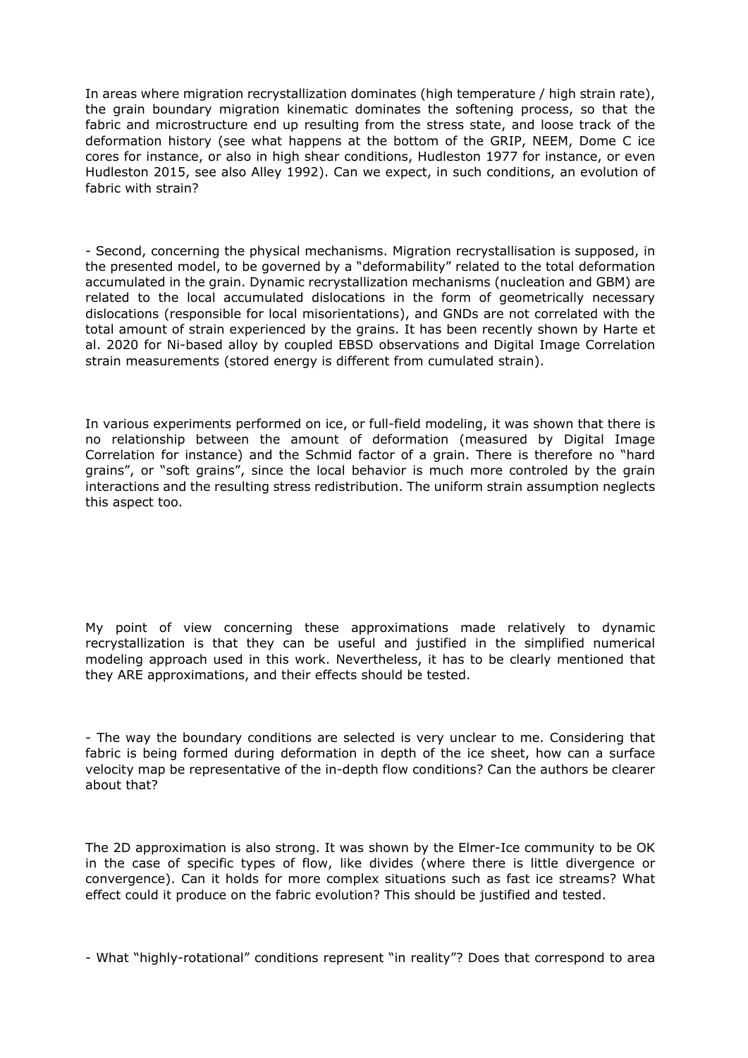In areas where migration recrystallization dominates (high temperature / high strain rate), the grain boundary migration kinematic dominates the softening process, so that the fabric and microstructure end up resulting from the stress state, and loose track of the deformation history (see what happens at the bottom of the GRIP, NEEM, Dome C ice cores for instance, or also in high shear conditions, Hudleston 1977 for instance, or even Hudleston 2015, see also Alley 1992). Can we expect, in such conditions, an evolution of fabric with strain?

- Second, concerning the physical mechanisms. Migration recrystallisation is supposed, in the presented model, to be governed by a "deformability" related to the total deformation accumulated in the grain. Dynamic recrystallization mechanisms (nucleation and GBM) are related to the local accumulated dislocations in the form of geometrically necessary dislocations (responsible for local misorientations), and GNDs are not correlated with the total amount of strain experienced by the grains. It has been recently shown by Harte et al. 2020 for Ni-based alloy by coupled EBSD observations and Digital Image Correlation strain measurements (stored energy is different from cumulated strain).

In various experiments performed on ice, or full-field modeling, it was shown that there is no relationship between the amount of deformation (measured by Digital Image Correlation for instance) and the Schmid factor of a grain. There is therefore no "hard grains", or "soft grains", since the local behavior is much more controled by the grain interactions and the resulting stress redistribution. The uniform strain assumption neglects this aspect too.

My point of view concerning these approximations made relatively to dynamic recrystallization is that they can be useful and justified in the simplified numerical modeling approach used in this work. Nevertheless, it has to be clearly mentioned that they ARE approximations, and their effects should be tested.

- The way the boundary conditions are selected is very unclear to me. Considering that fabric is being formed during deformation in depth of the ice sheet, how can a surface velocity map be representative of the in-depth flow conditions? Can the authors be clearer about that?

The 2D approximation is also strong. It was shown by the Elmer-Ice community to be OK in the case of specific types of flow, like divides (where there is little divergence or convergence). Can it holds for more complex situations such as fast ice streams? What effect could it produce on the fabric evolution? This should be justified and tested.

- What "highly-rotational" conditions represent "in reality"? Does that correspond to area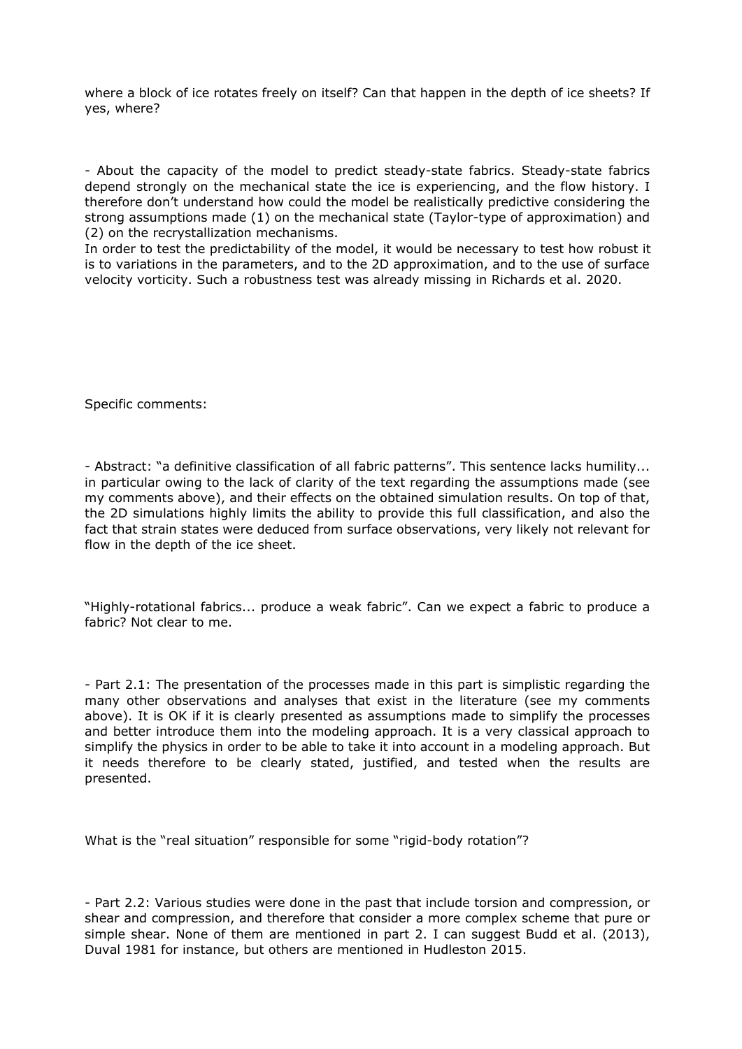where a block of ice rotates freely on itself? Can that happen in the depth of ice sheets? If yes, where?

- About the capacity of the model to predict steady-state fabrics. Steady-state fabrics depend strongly on the mechanical state the ice is experiencing, and the flow history. I therefore don't understand how could the model be realistically predictive considering the strong assumptions made (1) on the mechanical state (Taylor-type of approximation) and (2) on the recrystallization mechanisms.

In order to test the predictability of the model, it would be necessary to test how robust it is to variations in the parameters, and to the 2D approximation, and to the use of surface velocity vorticity. Such a robustness test was already missing in Richards et al. 2020.

Specific comments:

- Abstract: "a definitive classification of all fabric patterns". This sentence lacks humility... in particular owing to the lack of clarity of the text regarding the assumptions made (see my comments above), and their effects on the obtained simulation results. On top of that, the 2D simulations highly limits the ability to provide this full classification, and also the fact that strain states were deduced from surface observations, very likely not relevant for flow in the depth of the ice sheet.

"Highly-rotational fabrics... produce a weak fabric". Can we expect a fabric to produce a fabric? Not clear to me.

- Part 2.1: The presentation of the processes made in this part is simplistic regarding the many other observations and analyses that exist in the literature (see my comments above). It is OK if it is clearly presented as assumptions made to simplify the processes and better introduce them into the modeling approach. It is a very classical approach to simplify the physics in order to be able to take it into account in a modeling approach. But it needs therefore to be clearly stated, justified, and tested when the results are presented.

What is the "real situation" responsible for some "rigid-body rotation"?

- Part 2.2: Various studies were done in the past that include torsion and compression, or shear and compression, and therefore that consider a more complex scheme that pure or simple shear. None of them are mentioned in part 2. I can suggest Budd et al. (2013), Duval 1981 for instance, but others are mentioned in Hudleston 2015.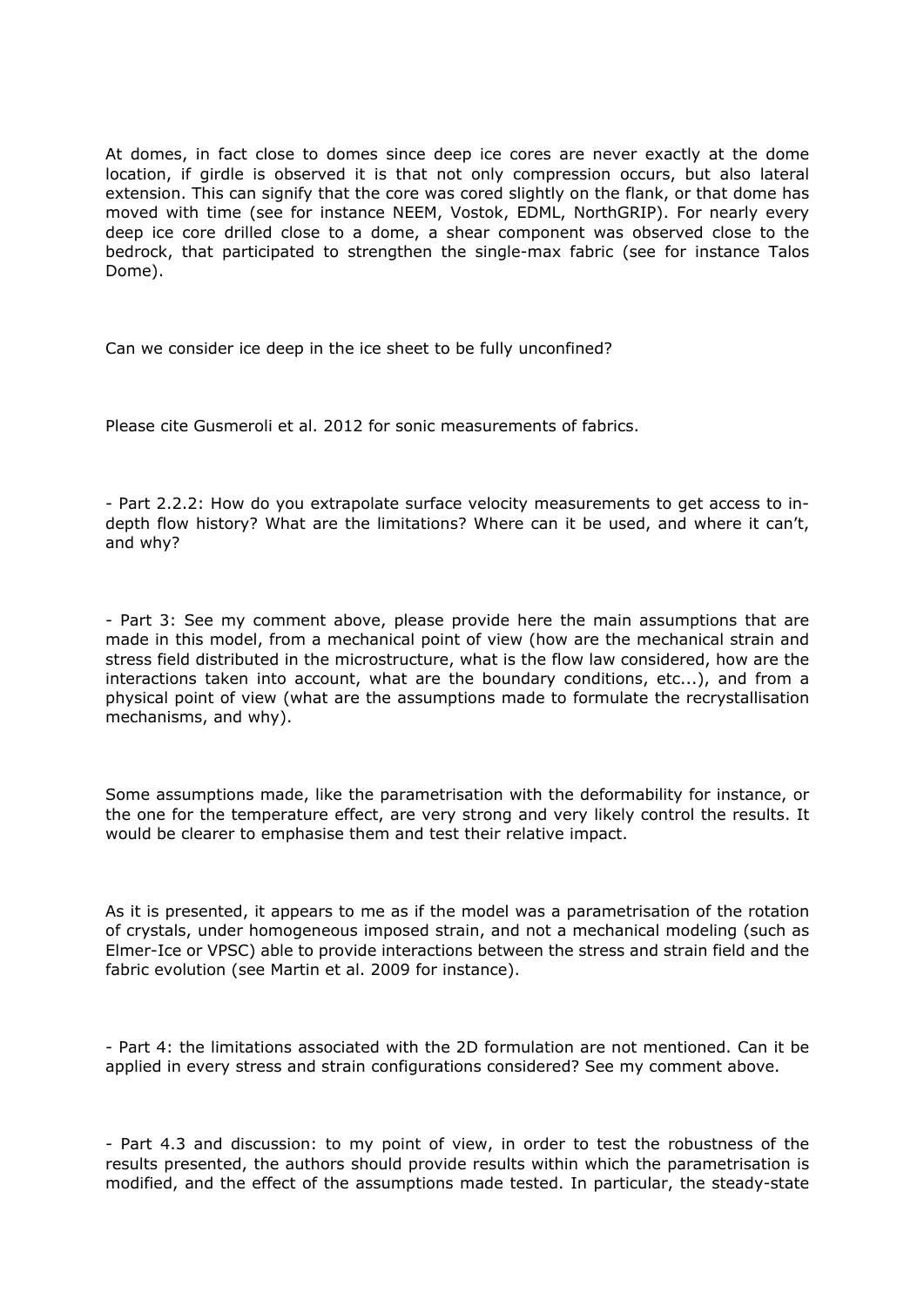At domes, in fact close to domes since deep ice cores are never exactly at the dome location, if girdle is observed it is that not only compression occurs, but also lateral extension. This can signify that the core was cored slightly on the flank, or that dome has moved with time (see for instance NEEM, Vostok, EDML, NorthGRIP). For nearly every deep ice core drilled close to a dome, a shear component was observed close to the bedrock, that participated to strengthen the single-max fabric (see for instance Talos Dome).

Can we consider ice deep in the ice sheet to be fully unconfined?

Please cite Gusmeroli et al. 2012 for sonic measurements of fabrics.

- Part 2.2.2: How do you extrapolate surface velocity measurements to get access to in-depth flow history? What are the limitations? Where can it be used, and where it can't, and why?

- Part 3: See my comment above, please provide here the main assumptions that are made in this model, from a mechanical point of view (how are the mechanical strain and stress field distributed in the microstructure, what is the flow law considered, how are the interactions taken into account, what are the boundary conditions, etc...), and from a physical point of view (what are the assumptions made to formulate the recrystallisation mechanisms, and why).

Some assumptions made, like the parametrisation with the deformability for instance, or the one for the temperature effect, are very strong and very likely control the results. It would be clearer to emphasise them and test their relative impact.

As it is presented, it appears to me as if the model was a parametrisation of the rotation of crystals, under homogeneous imposed strain, and not a mechanical modeling (such as Elmer-Ice or VPSC) able to provide interactions between the stress and strain field and the fabric evolution (see Martin et al. 2009 for instance).

- Part 4: the limitations associated with the 2D formulation are not mentioned. Can it be applied in every stress and strain configurations considered? See my comment above.

- Part 4.3 and discussion: to my point of view, in order to test the robustness of the results presented, the authors should provide results within which the parametrisation is modified, and the effect of the assumptions made tested. In particular, the steady-state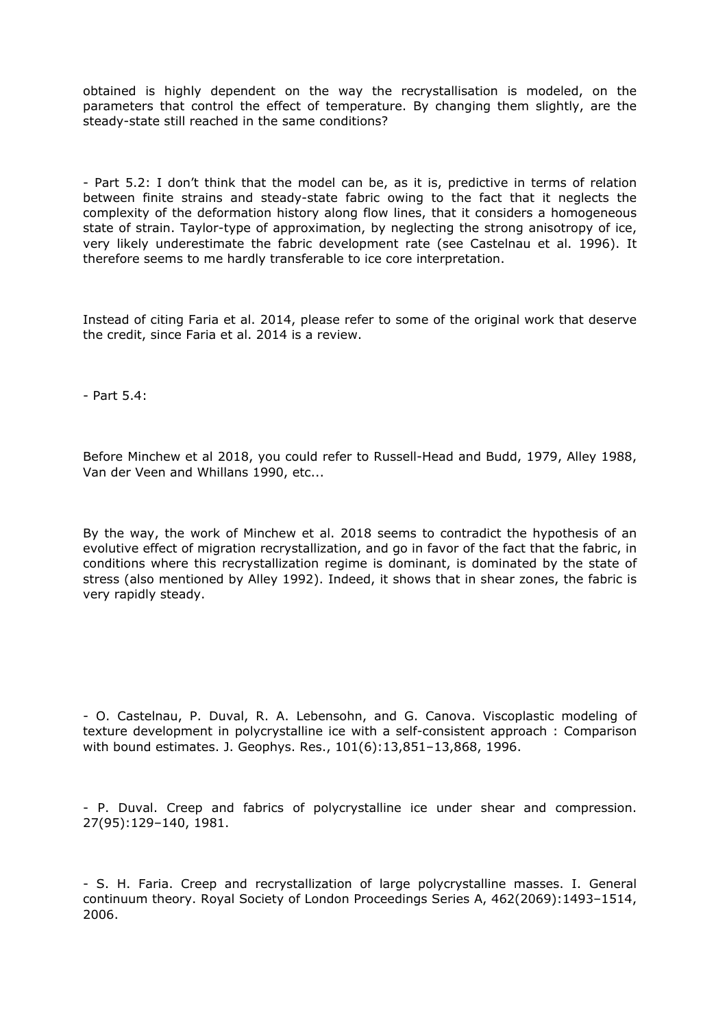obtained is highly dependent on the way the recrystallisation is modeled, on the parameters that control the effect of temperature. By changing them slightly, are the steady-state still reached in the same conditions?

- Part 5.2: I don't think that the model can be, as it is, predictive in terms of relation between finite strains and steady-state fabric owing to the fact that it neglects the complexity of the deformation history along flow lines, that it considers a homogeneous state of strain. Taylor-type of approximation, by neglecting the strong anisotropy of ice, very likely underestimate the fabric development rate (see Castelnau et al. 1996). It therefore seems to me hardly transferable to ice core interpretation.

Instead of citing Faria et al. 2014, please refer to some of the original work that deserve the credit, since Faria et al. 2014 is a review.

- Part 5.4:

Before Minchew et al 2018, you could refer to Russell-Head and Budd, 1979, Alley 1988, Van der Veen and Whillans 1990, etc...

By the way, the work of Minchew et al. 2018 seems to contradict the hypothesis of an evolutive effect of migration recrystallization, and go in favor of the fact that the fabric, in conditions where this recrystallization regime is dominant, is dominated by the state of stress (also mentioned by Alley 1992). Indeed, it shows that in shear zones, the fabric is very rapidly steady.

- O. Castelnau, P. Duval, R. A. Lebensohn, and G. Canova. Viscoplastic modeling of texture development in polycrystalline ice with a self-consistent approach : Comparison with bound estimates. J. Geophys. Res., 101(6):13,851–13,868, 1996.

- P. Duval. Creep and fabrics of polycrystalline ice under shear and compression. 27(95):129–140, 1981.

- S. H. Faria. Creep and recrystallization of large polycrystalline masses. I. General continuum theory. Royal Society of London Proceedings Series A, 462(2069):1493–1514, 2006.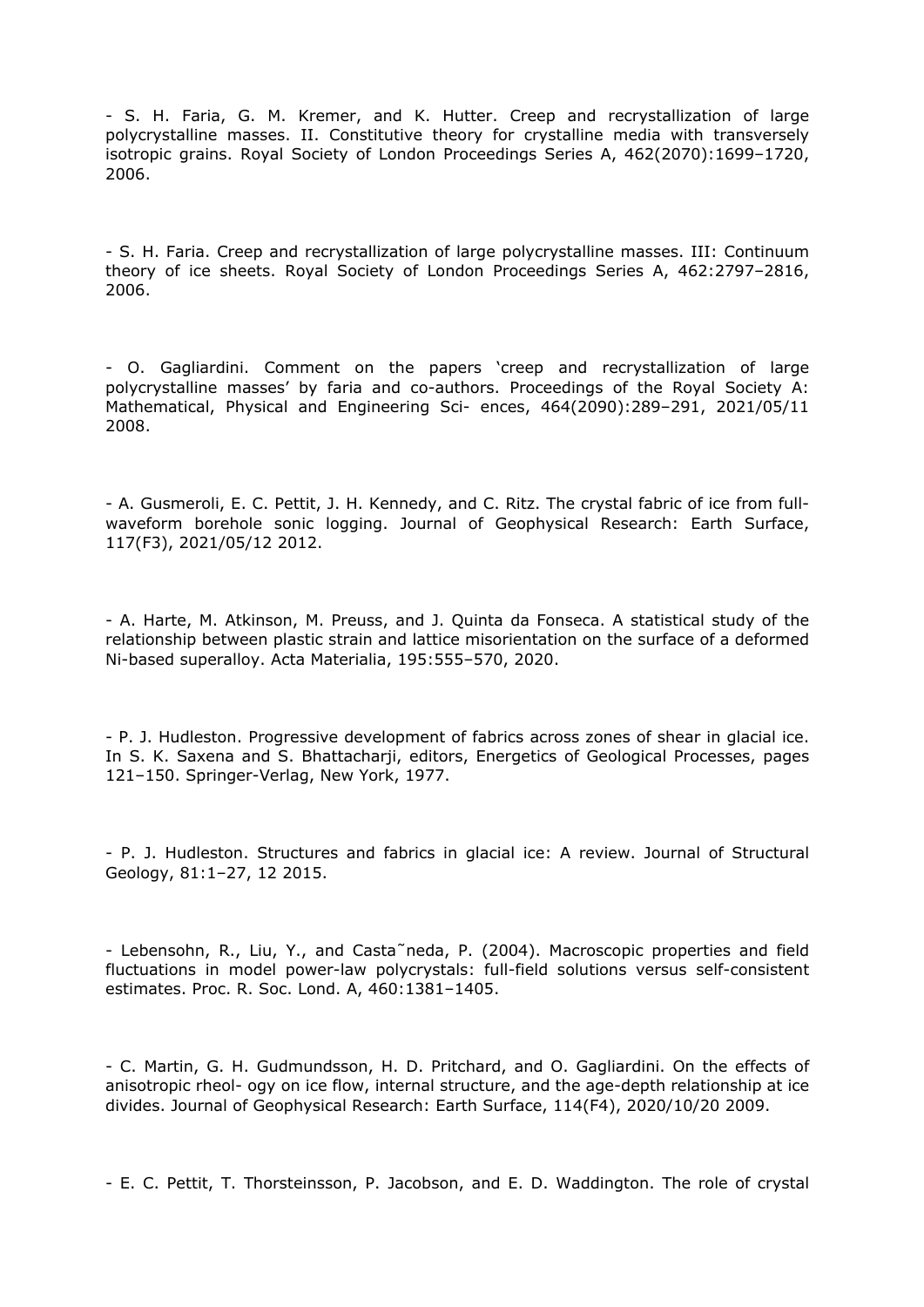- S. H. Faria, G. M. Kremer, and K. Hutter. Creep and recrystallization of large polycrystalline masses. II. Constitutive theory for crystalline media with transversely isotropic grains. Royal Society of London Proceedings Series A, 462(2070):1699–1720, 2006.

- S. H. Faria. Creep and recrystallization of large polycrystalline masses. III: Continuum theory of ice sheets. Royal Society of London Proceedings Series A, 462:2797–2816, 2006.

- O. Gagliardini. Comment on the papers 'creep and recrystallization of large polycrystalline masses' by faria and co-authors. Proceedings of the Royal Society A: Mathematical, Physical and Engineering Sci- ences, 464(2090):289–291, 2021/05/11 2008.

- A. Gusmeroli, E. C. Pettit, J. H. Kennedy, and C. Ritz. The crystal fabric of ice from full-waveform borehole sonic logging. Journal of Geophysical Research: Earth Surface, 117(F3), 2021/05/12 2012.

- A. Harte, M. Atkinson, M. Preuss, and J. Quinta da Fonseca. A statistical study of the relationship between plastic strain and lattice misorientation on the surface of a deformed Ni-based superalloy. Acta Materialia, 195:555–570, 2020.

- P. J. Hudleston. Progressive development of fabrics across zones of shear in glacial ice. In S. K. Saxena and S. Bhattacharji, editors, Energetics of Geological Processes, pages 121–150. Springer-Verlag, New York, 1977.

- P. J. Hudleston. Structures and fabrics in glacial ice: A review. Journal of Structural Geology, 81:1–27, 12 2015.

- Lebensohn, R., Liu, Y., and Casta˜neda, P. (2004). Macroscopic properties and field fluctuations in model power-law polycrystals: full-field solutions versus self-consistent estimates. Proc. R. Soc. Lond. A, 460:1381–1405.

- C. Martin, G. H. Gudmundsson, H. D. Pritchard, and O. Gagliardini. On the effects of anisotropic rheol- ogy on ice flow, internal structure, and the age-depth relationship at ice divides. Journal of Geophysical Research: Earth Surface, 114(F4), 2020/10/20 2009.

- E. C. Pettit, T. Thorsteinsson, P. Jacobson, and E. D. Waddington. The role of crystal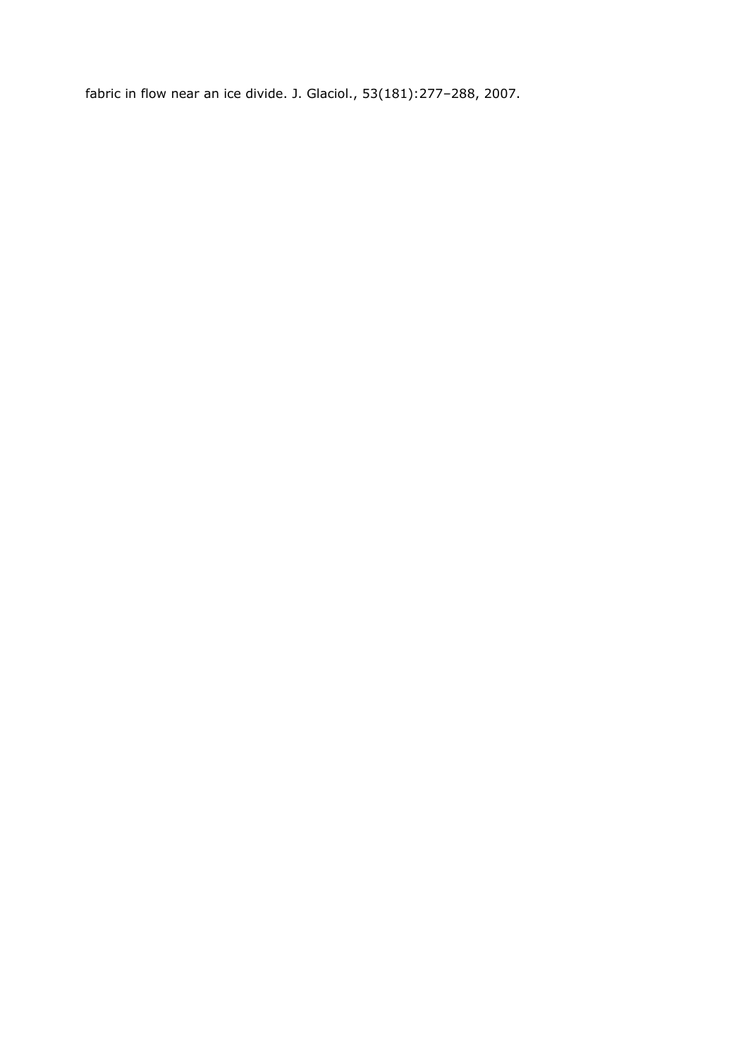fabric in flow near an ice divide. J. Glaciol., 53(181):277–288, 2007.